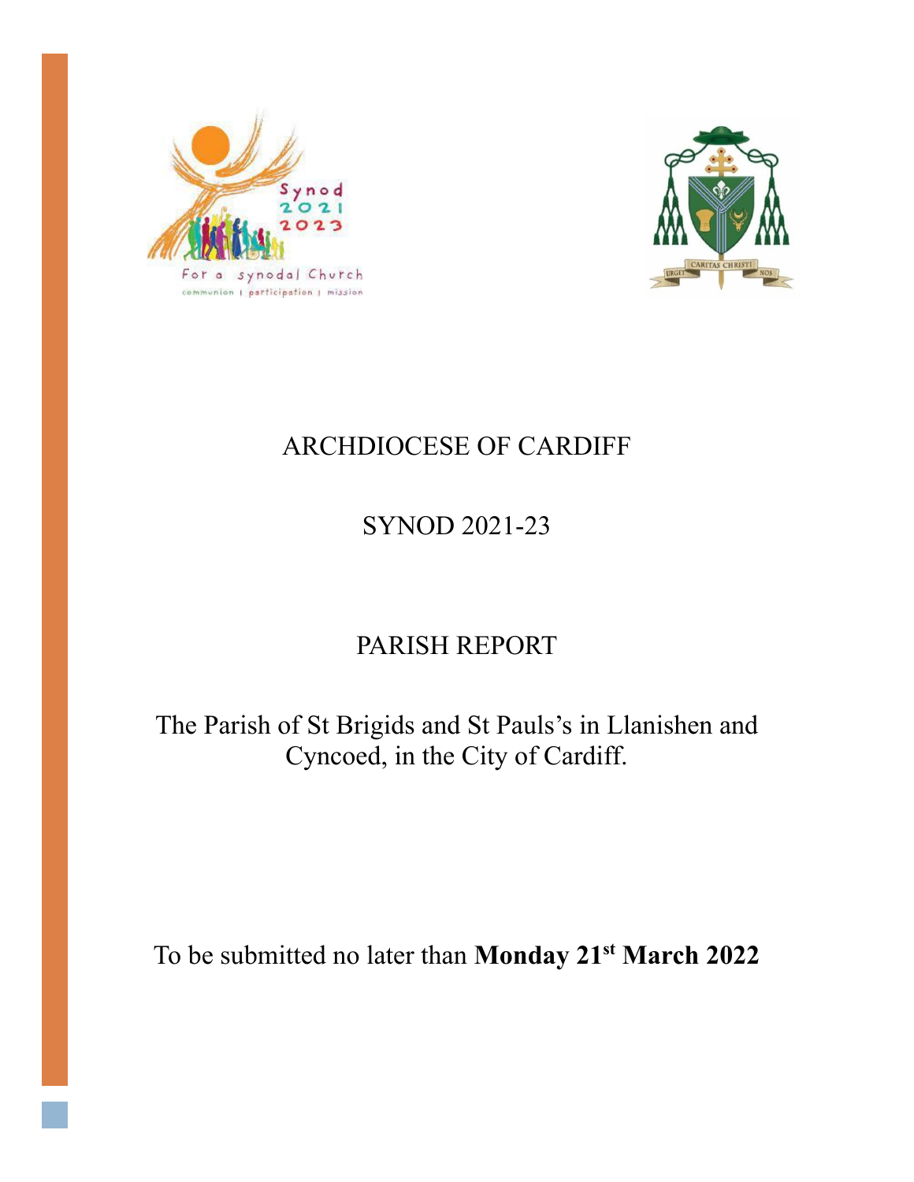ARCHDIOCESE OF CARDIFF

SYNOD 2021-23

PARISH REPORT

The Parish of St Brigids and St Pauls's in Llanishen and Cyncoed, in the City of Cardiff.

To be submitted no later than **Monday 21st March 2022**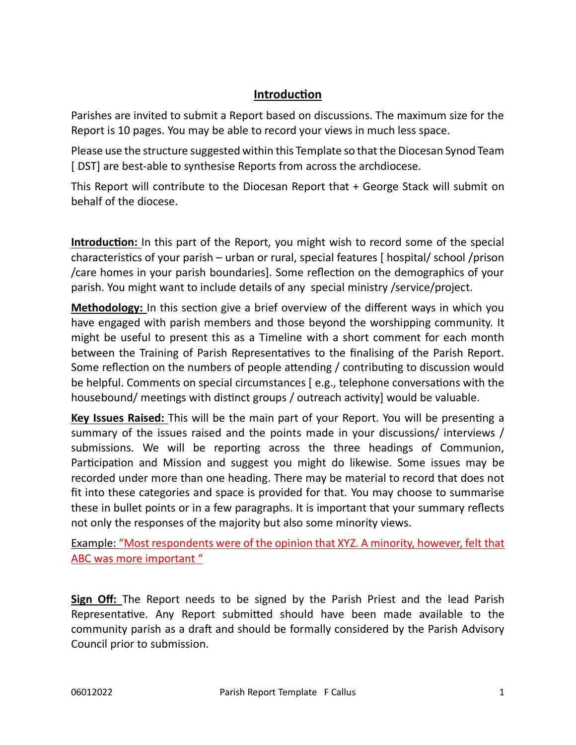# Introduction

Parishes are invited to submit a Report based on discussions. The maximum size for the Report is 10 pages. You may be able to record your views in much less space.

Please use the structure suggested within this Template so that the Diocesan Synod Team [ DST] are best-able to synthesise Reports from across the archdiocese.

This Report will contribute to the Diocesan Report that + George Stack will submit on behalf of the diocese.

**Introduction:** In this part of the Report, you might wish to record some of the special characteristics of your parish – urban or rural, special features [ hospital/ school /prison /care homes in your parish boundaries]. Some reflection on the demographics of your parish. You might want to include details of any special ministry /service/project.

**Methodology:** In this section give a brief overview of the different ways in which you have engaged with parish members and those beyond the worshipping community. It might be useful to present this as a Timeline with a short comment for each month between the Training of Parish Representatives to the finalising of the Parish Report. Some reflection on the numbers of people attending / contributing to discussion would be helpful. Comments on special circumstances [ e.g., telephone conversations with the housebound/ meetings with distinct groups / outreach activity] would be valuable.

**Key Issues Raised:** This will be the main part of your Report. You will be presenting a summary of the issues raised and the points made in your discussions/ interviews / submissions. We will be reporting across the three headings of Communion, Participation and Mission and suggest you might do likewise. Some issues may be recorded under more than one heading. There may be material to record that does not fit into these categories and space is provided for that. You may choose to summarise these in bullet points or in a few paragraphs. It is important that your summary reflects not only the responses of the majority but also some minority views.

Example: "Most respondents were of the opinion that XYZ. A minority, however, felt that ABC was more important "

**Sign Off:** The Report needs to be signed by the Parish Priest and the lead Parish Representative. Any Report submitted should have been made available to the community parish as a draft and should be formally considered by the Parish Advisory Council prior to submission.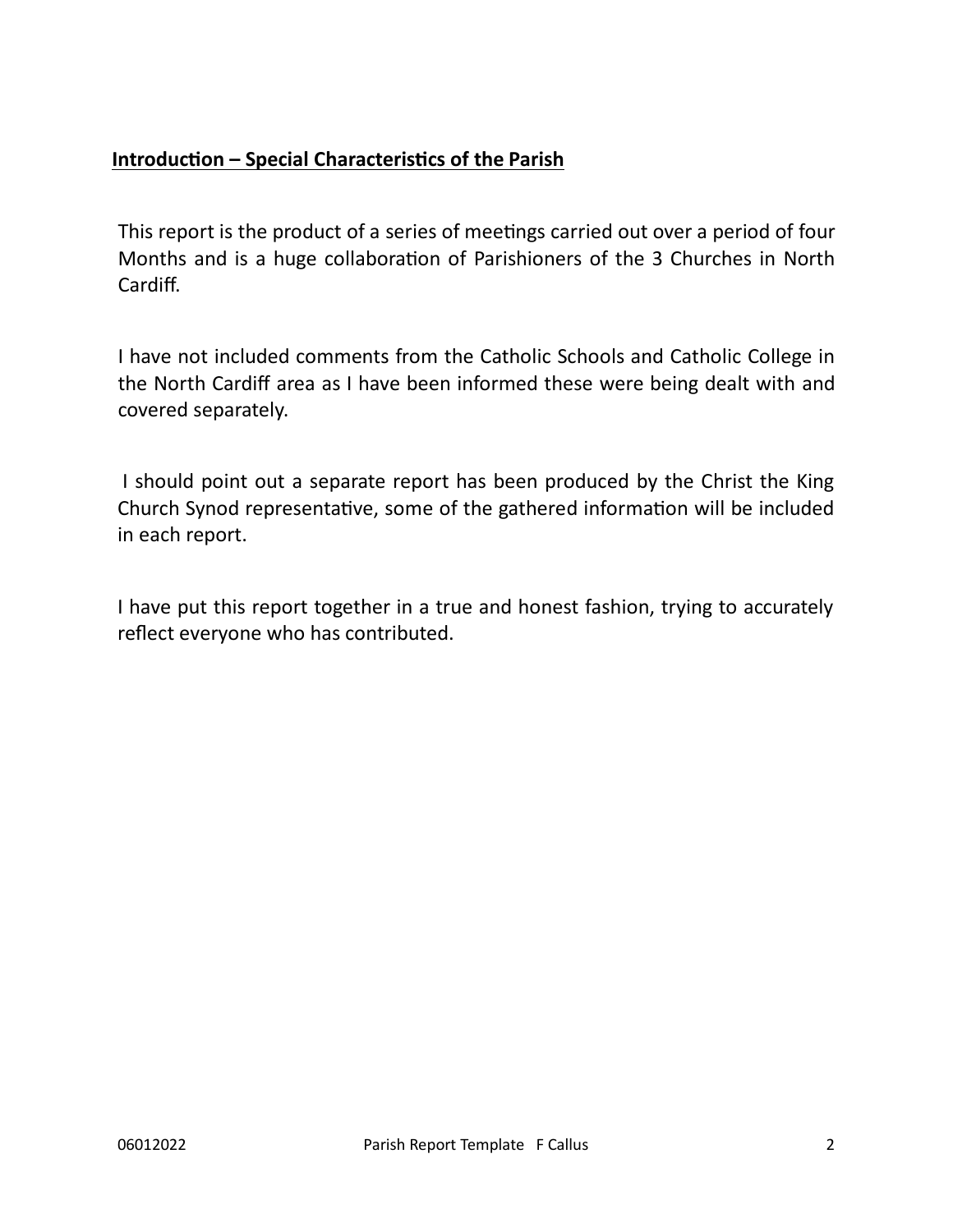## Introduction – Special Characteristics of the Parish

This report is the product of a series of meetings carried out over a period of four Months and is a huge collaboration of Parishioners of the 3 Churches in North Cardiff.

I have not included comments from the Catholic Schools and Catholic College in the North Cardiff area as I have been informed these were being dealt with and covered separately.

I should point out a separate report has been produced by the Christ the King Church Synod representative, some of the gathered information will be included in each report.

I have put this report together in a true and honest fashion, trying to accurately reflect everyone who has contributed.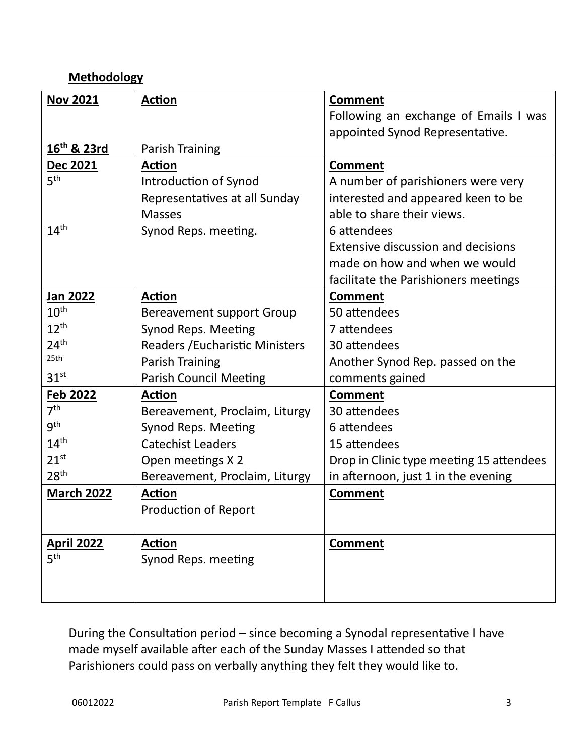**Methodology**

| **Nov 2021** | **Action** | **Comment** |
|---|---|---|
| | | Following an exchange of Emails I was appointed Synod Representative. |
| **16th & 23rd** | Parish Training | |
| **Dec 2021** | **Action** | **Comment** |
| 5th | Introduction of Synod Representatives at all Sunday Masses | A number of parishioners were very interested and appeared keen to be able to share their views. |
| 14th | Synod Reps. meeting. | 6 attendees<br>Extensive discussion and decisions made on how and when we would facilitate the Parishioners meetings |
| **Jan 2022** | **Action** | **Comment** |
| 10th | Bereavement support Group | 50 attendees |
| 12th | Synod Reps. Meeting | 7 attendees |
| 24th | Readers /Eucharistic Ministers | 30 attendees |
| 25th | Parish Training | Another Synod Rep. passed on the |
| 31st | Parish Council Meeting | comments gained |
| **Feb 2022** | **Action** | **Comment** |
| 7th | Bereavement, Proclaim, Liturgy | 30 attendees |
| 9th | Synod Reps. Meeting | 6 attendees |
| 14th | Catechist Leaders | 15 attendees |
| 21st | Open meetings X 2 | Drop in Clinic type meeting 15 attendees |
| 28th | Bereavement, Proclaim, Liturgy | in afternoon, just 1 in the evening |
| **March 2022** | **Action** | **Comment** |
| | Production of Report | |
| **April 2022** | **Action** | **Comment** |
| 5th | Synod Reps. meeting | |

During the Consultation period – since becoming a Synodal representative I have made myself available after each of the Sunday Masses I attended so that Parishioners could pass on verbally anything they felt they would like to.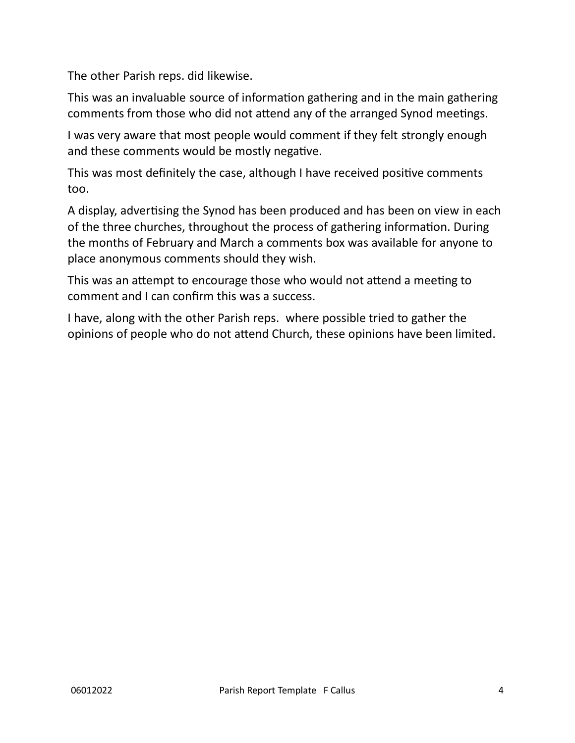The other Parish reps. did likewise.

This was an invaluable source of information gathering and in the main gathering comments from those who did not attend any of the arranged Synod meetings.

I was very aware that most people would comment if they felt strongly enough and these comments would be mostly negative.

This was most definitely the case, although I have received positive comments too.

A display, advertising the Synod has been produced and has been on view in each of the three churches, throughout the process of gathering information. During the months of February and March a comments box was available for anyone to place anonymous comments should they wish.

This was an attempt to encourage those who would not attend a meeting to comment and I can confirm this was a success.

I have, along with the other Parish reps.  where possible tried to gather the opinions of people who do not attend Church, these opinions have been limited.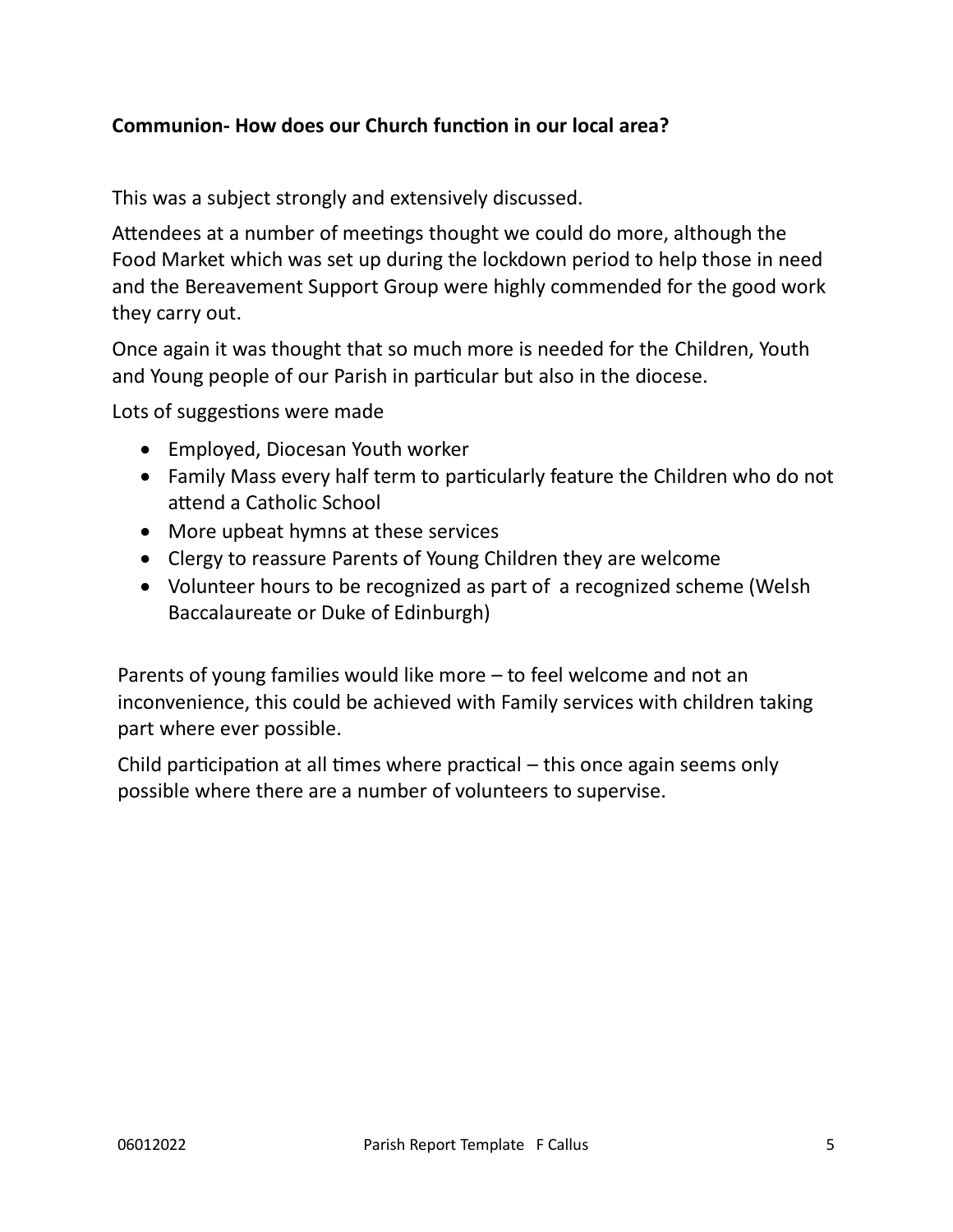**Communion- How does our Church function in our local area?**

This was a subject strongly and extensively discussed.

Attendees at a number of meetings thought we could do more, although the Food Market which was set up during the lockdown period to help those in need and the Bereavement Support Group were highly commended for the good work they carry out.

Once again it was thought that so much more is needed for the Children, Youth and Young people of our Parish in particular but also in the diocese.

Lots of suggestions were made

- Employed, Diocesan Youth worker
- Family Mass every half term to particularly feature the Children who do not attend a Catholic School
- More upbeat hymns at these services
- Clergy to reassure Parents of Young Children they are welcome
- Volunteer hours to be recognized as part of a recognized scheme (Welsh Baccalaureate or Duke of Edinburgh)

Parents of young families would like more – to feel welcome and not an inconvenience, this could be achieved with Family services with children taking part where ever possible.

Child participation at all times where practical – this once again seems only possible where there are a number of volunteers to supervise.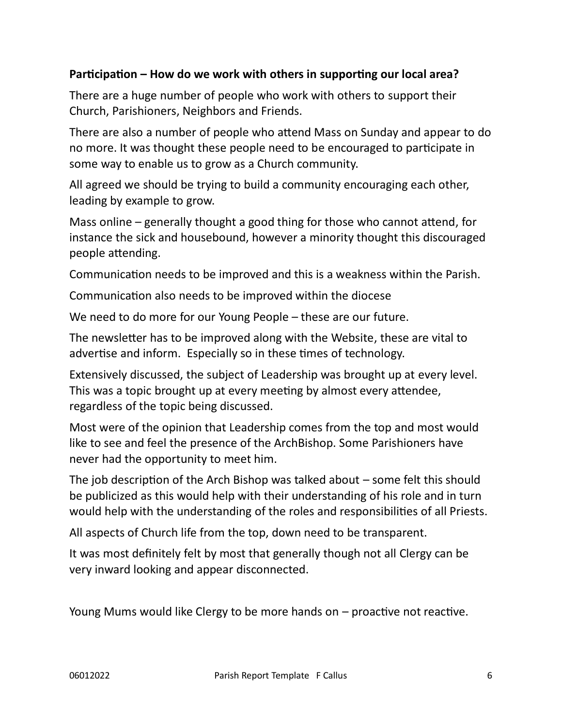**Participation – How do we work with others in supporting our local area?**

There are a huge number of people who work with others to support their Church, Parishioners, Neighbors and Friends.

There are also a number of people who attend Mass on Sunday and appear to do no more. It was thought these people need to be encouraged to participate in some way to enable us to grow as a Church community.

All agreed we should be trying to build a community encouraging each other, leading by example to grow.

Mass online – generally thought a good thing for those who cannot attend, for instance the sick and housebound, however a minority thought this discouraged people attending.

Communication needs to be improved and this is a weakness within the Parish.

Communication also needs to be improved within the diocese

We need to do more for our Young People – these are our future.

The newsletter has to be improved along with the Website, these are vital to advertise and inform. Especially so in these times of technology.

Extensively discussed, the subject of Leadership was brought up at every level. This was a topic brought up at every meeting by almost every attendee, regardless of the topic being discussed.

Most were of the opinion that Leadership comes from the top and most would like to see and feel the presence of the ArchBishop. Some Parishioners have never had the opportunity to meet him.

The job description of the Arch Bishop was talked about – some felt this should be publicized as this would help with their understanding of his role and in turn would help with the understanding of the roles and responsibilities of all Priests.

All aspects of Church life from the top, down need to be transparent.

It was most definitely felt by most that generally though not all Clergy can be very inward looking and appear disconnected.

Young Mums would like Clergy to be more hands on – proactive not reactive.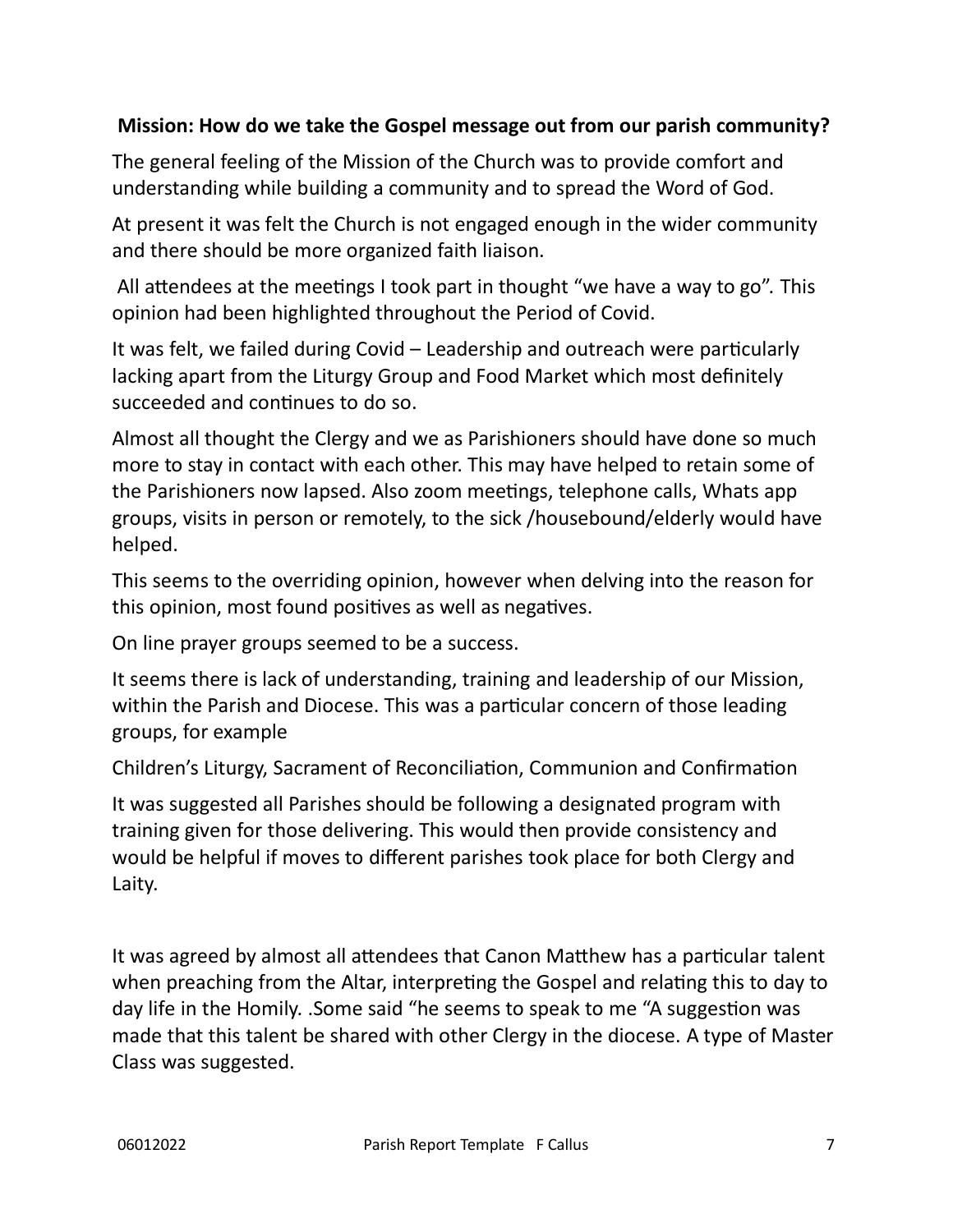**Mission: How do we take the Gospel message out from our parish community?**

The general feeling of the Mission of the Church was to provide comfort and understanding while building a community and to spread the Word of God.

At present it was felt the Church is not engaged enough in the wider community and there should be more organized faith liaison.

All attendees at the meetings I took part in thought "we have a way to go". This opinion had been highlighted throughout the Period of Covid.

It was felt, we failed during Covid – Leadership and outreach were particularly lacking apart from the Liturgy Group and Food Market which most definitely succeeded and continues to do so.

Almost all thought the Clergy and we as Parishioners should have done so much more to stay in contact with each other. This may have helped to retain some of the Parishioners now lapsed. Also zoom meetings, telephone calls, Whats app groups, visits in person or remotely, to the sick /housebound/elderly would have helped.

This seems to the overriding opinion, however when delving into the reason for this opinion, most found positives as well as negatives.

On line prayer groups seemed to be a success.

It seems there is lack of understanding, training and leadership of our Mission, within the Parish and Diocese. This was a particular concern of those leading groups, for example

Children's Liturgy, Sacrament of Reconciliation, Communion and Confirmation

It was suggested all Parishes should be following a designated program with training given for those delivering. This would then provide consistency and would be helpful if moves to different parishes took place for both Clergy and Laity.

It was agreed by almost all attendees that Canon Matthew has a particular talent when preaching from the Altar, interpreting the Gospel and relating this to day to day life in the Homily. .Some said "he seems to speak to me "A suggestion was made that this talent be shared with other Clergy in the diocese. A type of Master Class was suggested.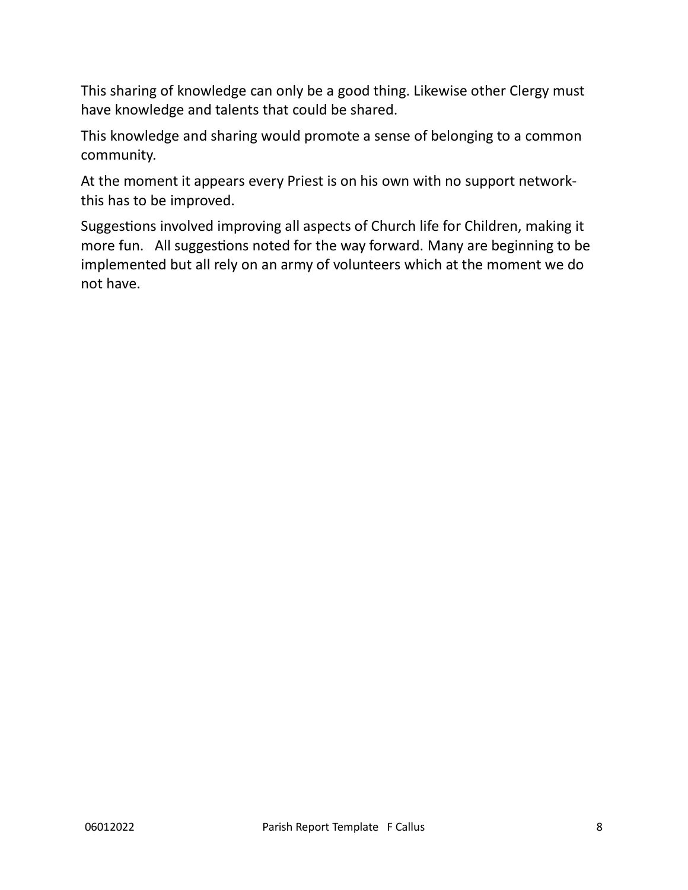This sharing of knowledge can only be a good thing. Likewise other Clergy must have knowledge and talents that could be shared.

This knowledge and sharing would promote a sense of belonging to a common community.

At the moment it appears every Priest is on his own with no support network- this has to be improved.

Suggestions involved improving all aspects of Church life for Children, making it more fun.   All suggestions noted for the way forward. Many are beginning to be implemented but all rely on an army of volunteers which at the moment we do not have.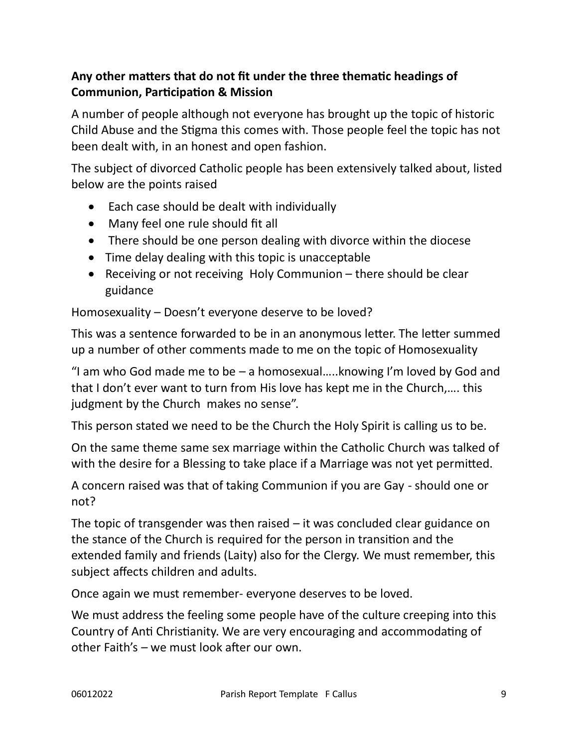**Any other matters that do not fit under the three thematic headings of Communion, Participation & Mission**

A number of people although not everyone has brought up the topic of historic Child Abuse and the Stigma this comes with. Those people feel the topic has not been dealt with, in an honest and open fashion.

The subject of divorced Catholic people has been extensively talked about, listed below are the points raised

- Each case should be dealt with individually
- Many feel one rule should fit all
- There should be one person dealing with divorce within the diocese
- Time delay dealing with this topic is unacceptable
- Receiving or not receiving Holy Communion – there should be clear guidance

Homosexuality – Doesn't everyone deserve to be loved?

This was a sentence forwarded to be in an anonymous letter. The letter summed up a number of other comments made to me on the topic of Homosexuality

"I am who God made me to be – a homosexual…..knowing I'm loved by God and that I don't ever want to turn from His love has kept me in the Church,…. this judgment by the Church makes no sense".

This person stated we need to be the Church the Holy Spirit is calling us to be.

On the same theme same sex marriage within the Catholic Church was talked of with the desire for a Blessing to take place if a Marriage was not yet permitted.

A concern raised was that of taking Communion if you are Gay - should one or not?

The topic of transgender was then raised – it was concluded clear guidance on the stance of the Church is required for the person in transition and the extended family and friends (Laity) also for the Clergy. We must remember, this subject affects children and adults.

Once again we must remember- everyone deserves to be loved.

We must address the feeling some people have of the culture creeping into this Country of Anti Christianity. We are very encouraging and accommodating of other Faith's – we must look after our own.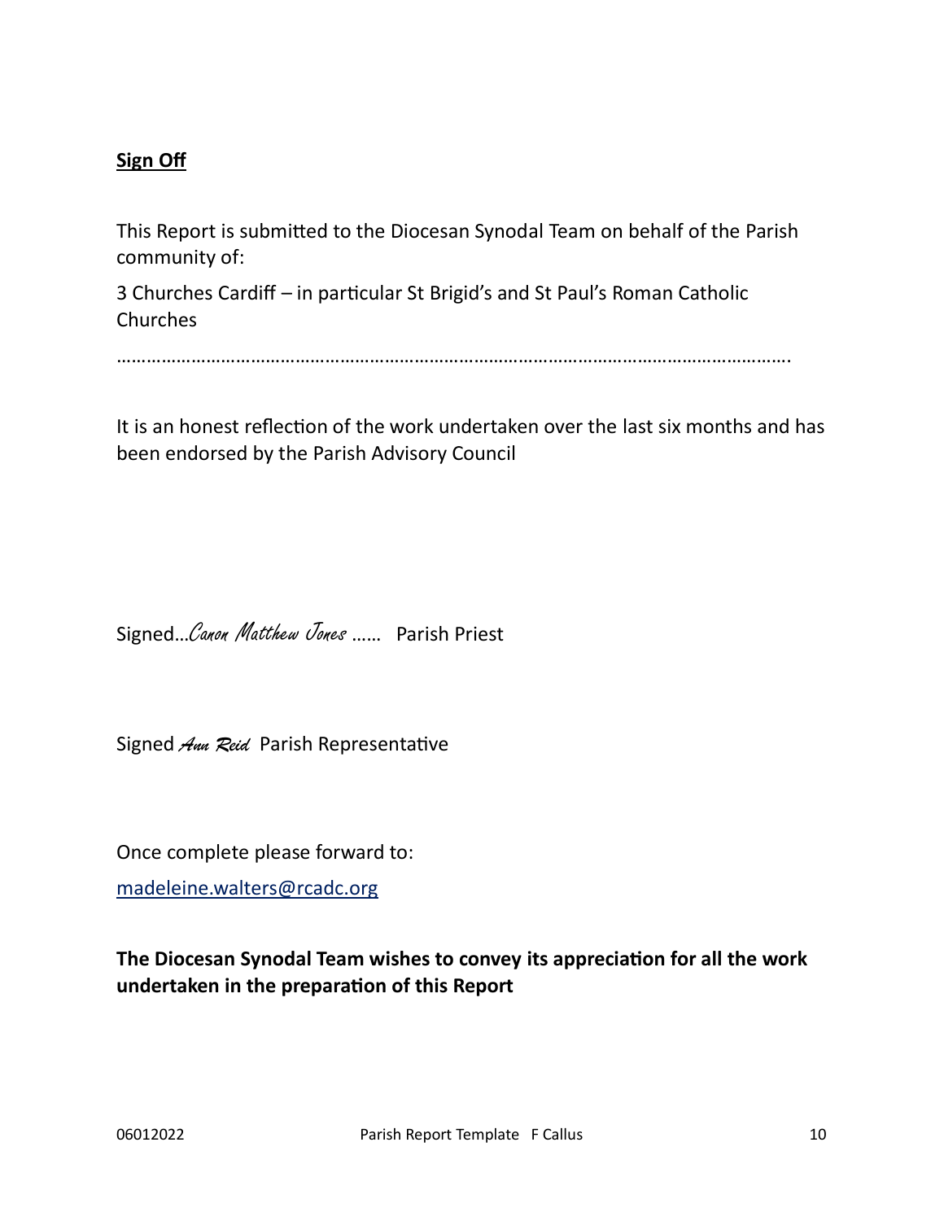**Sign Off**

This Report is submitted to the Diocesan Synodal Team on behalf of the Parish community of:

3 Churches Cardiff – in particular St Brigid's and St Paul's Roman Catholic Churches

……………………………………………………………………………………………………………….

It is an honest reflection of the work undertaken over the last six months and has been endorsed by the Parish Advisory Council

Signed…*Canon Matthew Jones* …… Parish Priest

Signed *Ann Reid* Parish Representative

Once complete please forward to:

madeleine.walters@rcadc.org

**The Diocesan Synodal Team wishes to convey its appreciation for all the work undertaken in the preparation of this Report**

06012022 Parish Report Template F Callus